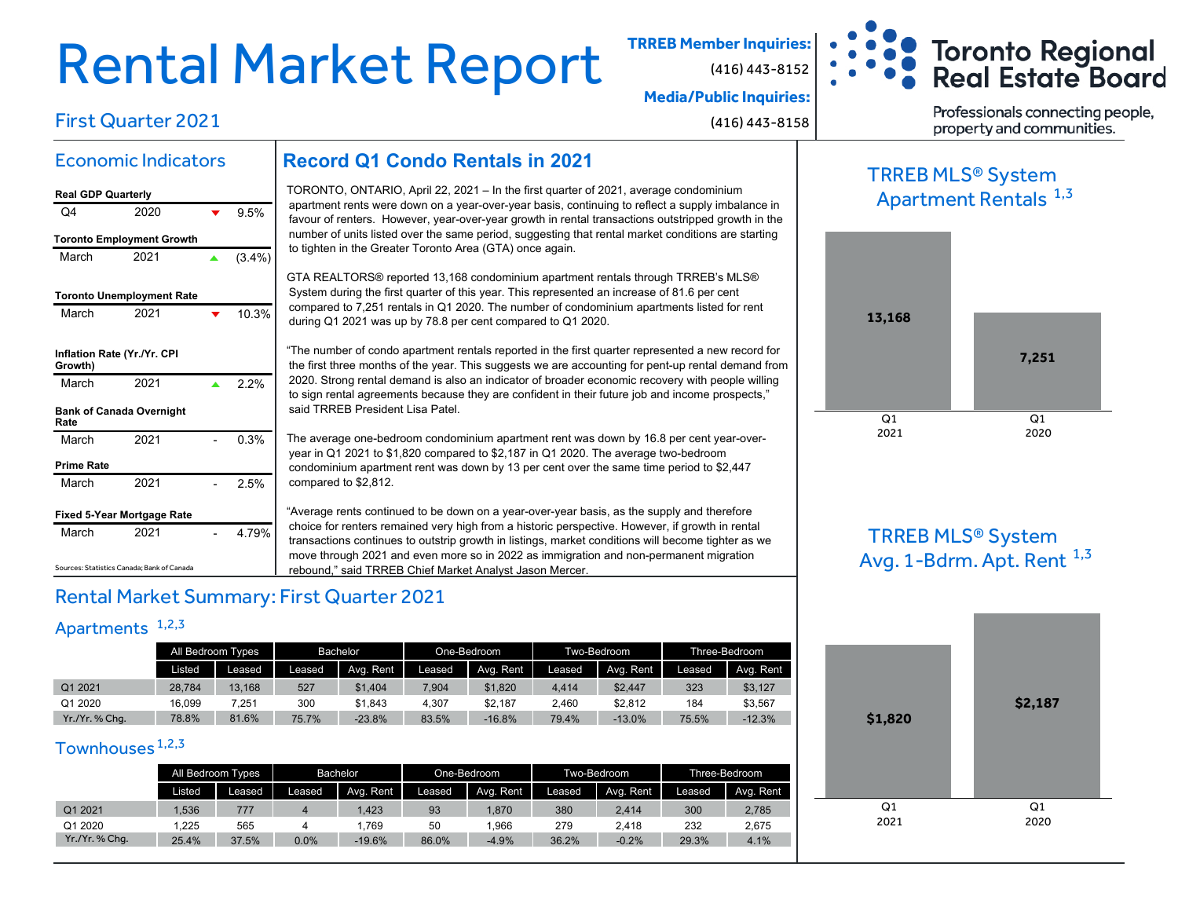# Rental Market Report

First Quarter 2021

**TRREB Member Inquiries:**
(416) 443-8152

**Media/Public Inquiries:**
(416) 443-8158

Toronto Regional Real Estate Board

Professionals connecting people, property and communities.

## Economic Indicators

| | | | |
|---|---|---|---|
| **Real GDP Quarterly** | | | |
| Q4 | 2020 | ▼ | 9.5% |
| **Toronto Employment Growth** | | | |
| March | 2021 | ▲ | (3.4%) |
| **Toronto Unemployment Rate** | | | |
| March | 2021 | ▼ | 10.3% |
| **Inflation Rate (Yr./Yr. CPI Growth)** | | | |
| March | 2021 | ▲ | 2.2% |
| **Bank of Canada Overnight Rate** | | | |
| March | 2021 | - | 0.3% |
| **Prime Rate** | | | |
| March | 2021 | - | 2.5% |
| **Fixed 5-Year Mortgage Rate** | | | |
| March | 2021 | - | 4.79% |

Sources: Statistics Canada; Bank of Canada

## Record Q1 Condo Rentals in 2021

TORONTO, ONTARIO, April 22, 2021 – In the first quarter of 2021, average condominium apartment rents were down on a year-over-year basis, continuing to reflect a supply imbalance in favour of renters. However, year-over-year growth in rental transactions outstripped growth in the number of units listed over the same period, suggesting that rental market conditions are starting to tighten in the Greater Toronto Area (GTA) once again.

GTA REALTORS® reported 13,168 condominium apartment rentals through TRREB's MLS® System during the first quarter of this year. This represented an increase of 81.6 per cent compared to 7,251 rentals in Q1 2020. The number of condominium apartments listed for rent during Q1 2021 was up by 78.8 per cent compared to Q1 2020.

"The number of condo apartment rentals reported in the first quarter represented a new record for the first three months of the year. This suggests we are accounting for pent-up rental demand from 2020. Strong rental demand is also an indicator of broader economic recovery with people willing to sign rental agreements because they are confident in their future job and income prospects," said TRREB President Lisa Patel.

The average one-bedroom condominium apartment rent was down by 16.8 per cent year-over-year in Q1 2021 to $1,820 compared to $2,187 in Q1 2020. The average two-bedroom condominium apartment rent was down by 13 per cent over the same time period to $2,447 compared to $2,812.

"Average rents continued to be down on a year-over-year basis, as the supply and therefore choice for renters remained very high from a historic perspective. However, if growth in rental transactions continues to outstrip growth in listings, market conditions will become tighter as we move through 2021 and even more so in 2022 as immigration and non-permanent migration rebound," said TRREB Chief Market Analyst Jason Mercer.

## TRREB MLS® System Apartment Rentals [1,3]

| | Q1 2021 | Q1 2020 |
|---|---|---|
| Apartment Rentals | 13,168 | 7,251 |

## TRREB MLS® System Avg. 1-Bdrm. Apt. Rent [1,3]

| | Q1 2021 | Q1 2020 |
|---|---|---|
| Avg. 1-Bdrm. Apt. Rent | $1,820 | $2,187 |

## Rental Market Summary: First Quarter 2021

### Apartments [1,2,3]

| | All Bedroom Types | | Bachelor | | One-Bedroom | | Two-Bedroom | | Three-Bedroom | |
|---|---|---|---|---|---|---|---|---|---|---|
| | Listed | Leased | Leased | Avg. Rent | Leased | Avg. Rent | Leased | Avg. Rent | Leased | Avg. Rent |
| Q1 2021 | 28,784 | 13,168 | 527 | $1,404 | 7,904 | $1,820 | 4,414 | $2,447 | 323 | $3,127 |
| Q1 2020 | 16,099 | 7,251 | 300 | $1,843 | 4,307 | $2,187 | 2,460 | $2,812 | 184 | $3,567 |
| Yr./Yr. % Chg. | 78.8% | 81.6% | 75.7% | -23.8% | 83.5% | -16.8% | 79.4% | -13.0% | 75.5% | -12.3% |

### Townhouses [1,2,3]

| | All Bedroom Types | | Bachelor | | One-Bedroom | | Two-Bedroom | | Three-Bedroom | |
|---|---|---|---|---|---|---|---|---|---|---|
| | Listed | Leased | Leased | Avg. Rent | Leased | Avg. Rent | Leased | Avg. Rent | Leased | Avg. Rent |
| Q1 2021 | 1,536 | 777 | 4 | 1,423 | 93 | 1,870 | 380 | 2,414 | 300 | 2,785 |
| Q1 2020 | 1,225 | 565 | 4 | 1,769 | 50 | 1,966 | 279 | 2,418 | 232 | 2,675 |
| Yr./Yr. % Chg. | 25.4% | 37.5% | 0.0% | -19.6% | 86.0% | -4.9% | 36.2% | -0.2% | 29.3% | 4.1% |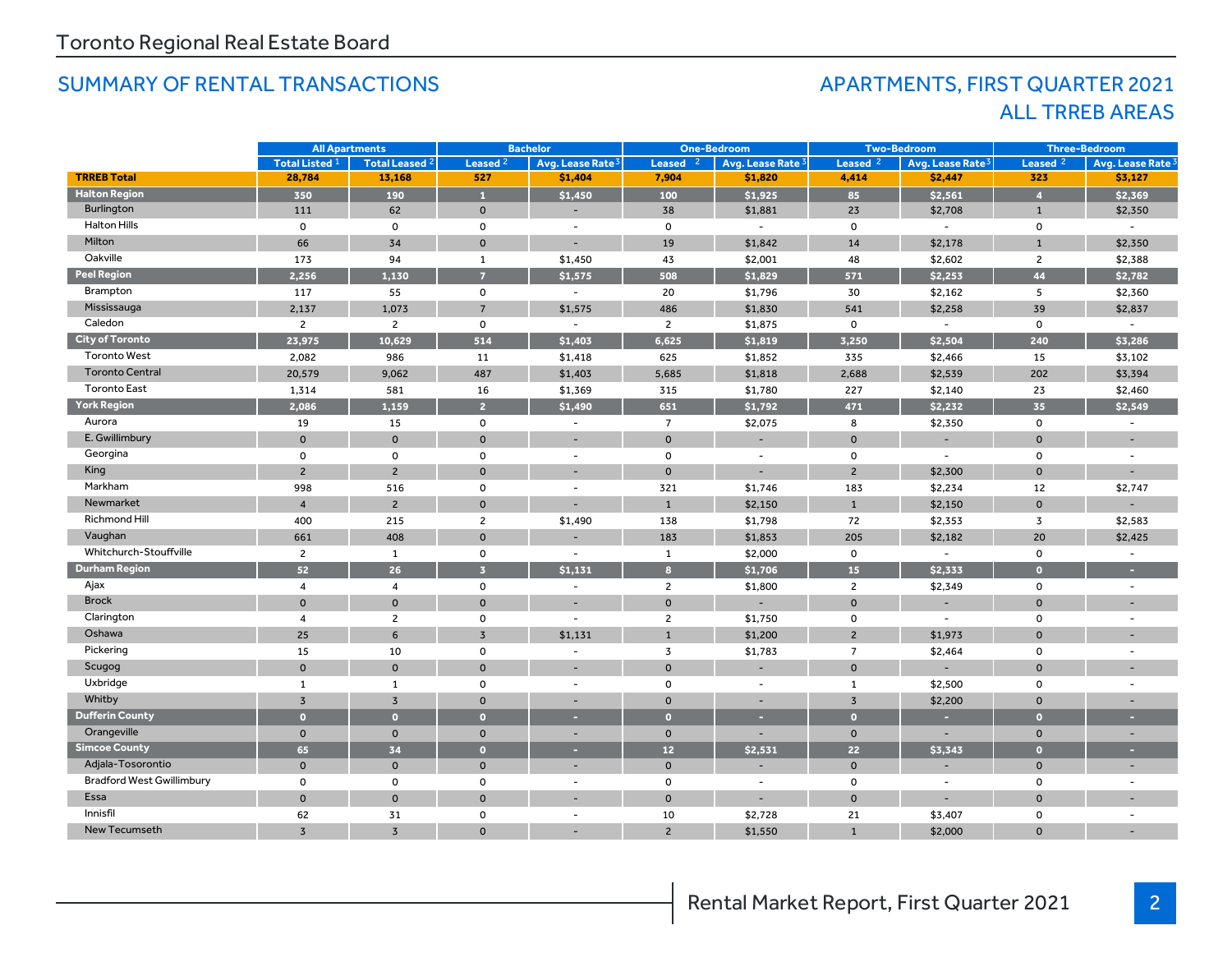Toronto Regional Real Estate Board

## SUMMARY OF RENTAL TRANSACTIONS

## APARTMENTS, FIRST QUARTER 2021
## ALL TRREB AREAS

| | All Apartments | | Bachelor | | One-Bedroom | | Two-Bedroom | | Three-Bedroom | |
|---|---|---|---|---|---|---|---|---|---|---|
| | Total Listed [1] | Total Leased [2] | Leased [2] | Avg. Lease Rate [3] | Leased [2] | Avg. Lease Rate [3] | Leased [2] | Avg. Lease Rate [3] | Leased [2] | Avg. Lease Rate [3] |
| **TRREB Total** | **28,784** | **13,168** | **527** | **$1,404** | **7,904** | **$1,820** | **4,414** | **$2,447** | **323** | **$3,127** |
| **Halton Region** | **350** | **190** | **1** | **$1,450** | **100** | **$1,925** | **85** | **$2,561** | **4** | **$2,369** |
| Burlington | 111 | 62 | 0 | - | 38 | $1,881 | 23 | $2,708 | 1 | $2,350 |
| Halton Hills | 0 | 0 | 0 | - | 0 | - | 0 | - | 0 | - |
| Milton | 66 | 34 | 0 | - | 19 | $1,842 | 14 | $2,178 | 1 | $2,350 |
| Oakville | 173 | 94 | 1 | $1,450 | 43 | $2,001 | 48 | $2,602 | 2 | $2,388 |
| **Peel Region** | **2,256** | **1,130** | **7** | **$1,575** | **508** | **$1,829** | **571** | **$2,253** | **44** | **$2,782** |
| Brampton | 117 | 55 | 0 | - | 20 | $1,796 | 30 | $2,162 | 5 | $2,360 |
| Mississauga | 2,137 | 1,073 | 7 | $1,575 | 486 | $1,830 | 541 | $2,258 | 39 | $2,837 |
| Caledon | 2 | 2 | 0 | - | 2 | $1,875 | 0 | - | 0 | - |
| **City of Toronto** | **23,975** | **10,629** | **514** | **$1,403** | **6,625** | **$1,819** | **3,250** | **$2,504** | **240** | **$3,286** |
| Toronto West | 2,082 | 986 | 11 | $1,418 | 625 | $1,852 | 335 | $2,466 | 15 | $3,102 |
| Toronto Central | 20,579 | 9,062 | 487 | $1,403 | 5,685 | $1,818 | 2,688 | $2,539 | 202 | $3,394 |
| Toronto East | 1,314 | 581 | 16 | $1,369 | 315 | $1,780 | 227 | $2,140 | 23 | $2,460 |
| **York Region** | **2,086** | **1,159** | **2** | **$1,490** | **651** | **$1,792** | **471** | **$2,232** | **35** | **$2,549** |
| Aurora | 19 | 15 | 0 | - | 7 | $2,075 | 8 | $2,350 | 0 | - |
| E. Gwillimbury | 0 | 0 | 0 | - | 0 | - | 0 | - | 0 | - |
| Georgina | 0 | 0 | 0 | - | 0 | - | 0 | - | 0 | - |
| King | 2 | 2 | 0 | - | 0 | - | 2 | $2,300 | 0 | - |
| Markham | 998 | 516 | 0 | - | 321 | $1,746 | 183 | $2,234 | 12 | $2,747 |
| Newmarket | 4 | 2 | 0 | - | 1 | $2,150 | 1 | $2,150 | 0 | - |
| Richmond Hill | 400 | 215 | 2 | $1,490 | 138 | $1,798 | 72 | $2,353 | 3 | $2,583 |
| Vaughan | 661 | 408 | 0 | - | 183 | $1,853 | 205 | $2,182 | 20 | $2,425 |
| Whitchurch-Stouffville | 2 | 1 | 0 | - | 1 | $2,000 | 0 | - | 0 | - |
| **Durham Region** | **52** | **26** | **3** | **$1,131** | **8** | **$1,706** | **15** | **$2,333** | **0** | **-** |
| Ajax | 4 | 4 | 0 | - | 2 | $1,800 | 2 | $2,349 | 0 | - |
| Brock | 0 | 0 | 0 | - | 0 | - | 0 | - | 0 | - |
| Clarington | 4 | 2 | 0 | - | 2 | $1,750 | 0 | - | 0 | - |
| Oshawa | 25 | 6 | 3 | $1,131 | 1 | $1,200 | 2 | $1,973 | 0 | - |
| Pickering | 15 | 10 | 0 | - | 3 | $1,783 | 7 | $2,464 | 0 | - |
| Scugog | 0 | 0 | 0 | - | 0 | - | 0 | - | 0 | - |
| Uxbridge | 1 | 1 | 0 | - | 0 | - | 1 | $2,500 | 0 | - |
| Whitby | 3 | 3 | 0 | - | 0 | - | 3 | $2,200 | 0 | - |
| **Dufferin County** | **0** | **0** | **0** | **-** | **0** | **-** | **0** | **-** | **0** | **-** |
| Orangeville | 0 | 0 | 0 | - | 0 | - | 0 | - | 0 | - |
| **Simcoe County** | **65** | **34** | **0** | **-** | **12** | **$2,531** | **22** | **$3,343** | **0** | **-** |
| Adjala-Tosorontio | 0 | 0 | 0 | - | 0 | - | 0 | - | 0 | - |
| Bradford West Gwillimbury | 0 | 0 | 0 | - | 0 | - | 0 | - | 0 | - |
| Essa | 0 | 0 | 0 | - | 0 | - | 0 | - | 0 | - |
| Innisfil | 62 | 31 | 0 | - | 10 | $2,728 | 21 | $3,407 | 0 | - |
| New Tecumseth | 3 | 3 | 0 | - | 2 | $1,550 | 1 | $2,000 | 0 | - |

Rental Market Report, First Quarter 2021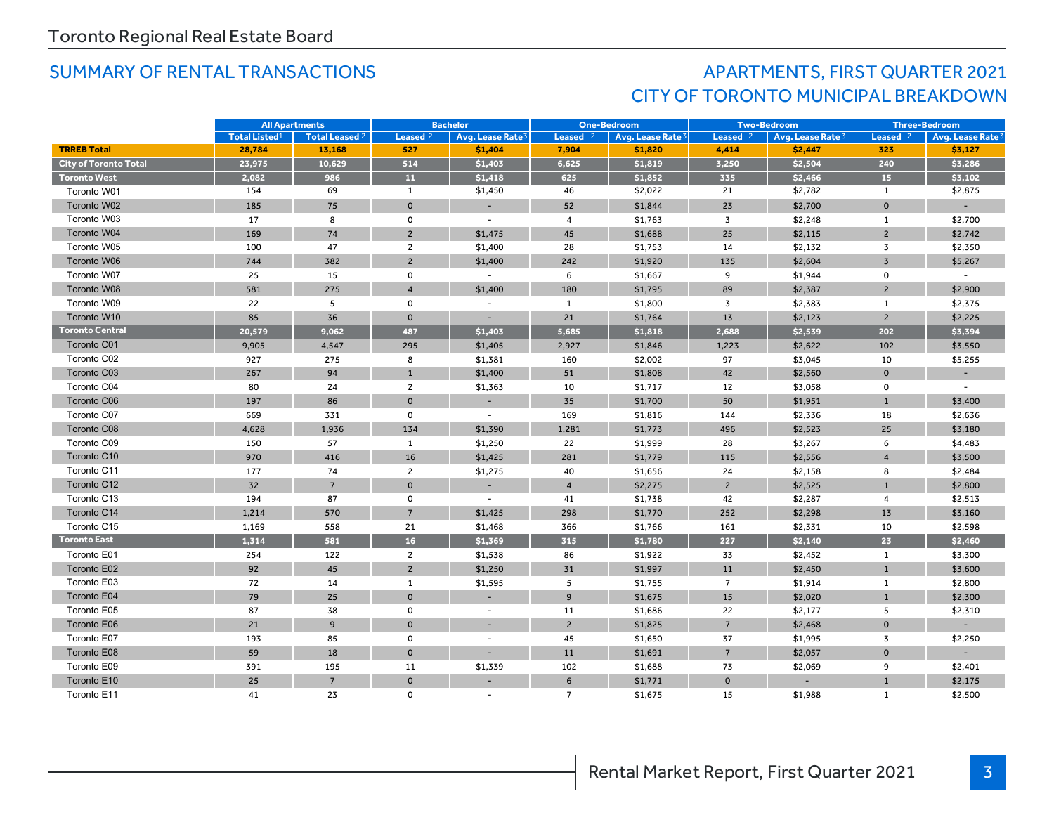Toronto Regional Real Estate Board

## SUMMARY OF RENTAL TRANSACTIONS

## APARTMENTS, FIRST QUARTER 2021
## CITY OF TORONTO MUNICIPAL BREAKDOWN

| | All Apartments | | Bachelor | | One-Bedroom | | Two-Bedroom | | Three-Bedroom | |
|---|---|---|---|---|---|---|---|---|---|---|
| | Total Listed[1] | Total Leased[2] | Leased[2] | Avg. Lease Rate[3] | Leased[2] | Avg. Lease Rate[3] | Leased[2] | Avg. Lease Rate[3] | Leased[2] | Avg. Lease Rate[3] |
| **TRREB Total** | **28,784** | **13,168** | **527** | **$1,404** | **7,904** | **$1,820** | **4,414** | **$2,447** | **323** | **$3,127** |
| **City of Toronto Total** | **23,975** | **10,629** | **514** | **$1,403** | **6,625** | **$1,819** | **3,250** | **$2,504** | **240** | **$3,286** |
| **Toronto West** | **2,082** | **986** | **11** | **$1,418** | **625** | **$1,852** | **335** | **$2,466** | **15** | **$3,102** |
| Toronto W01 | 154 | 69 | 1 | $1,450 | 46 | $2,022 | 21 | $2,782 | 1 | $2,875 |
| Toronto W02 | 185 | 75 | 0 | - | 52 | $1,844 | 23 | $2,700 | 0 | - |
| Toronto W03 | 17 | 8 | 0 | - | 4 | $1,763 | 3 | $2,248 | 1 | $2,700 |
| Toronto W04 | 169 | 74 | 2 | $1,475 | 45 | $1,688 | 25 | $2,115 | 2 | $2,742 |
| Toronto W05 | 100 | 47 | 2 | $1,400 | 28 | $1,753 | 14 | $2,132 | 3 | $2,350 |
| Toronto W06 | 744 | 382 | 2 | $1,400 | 242 | $1,920 | 135 | $2,604 | 3 | $5,267 |
| Toronto W07 | 25 | 15 | 0 | - | 6 | $1,667 | 9 | $1,944 | 0 | - |
| Toronto W08 | 581 | 275 | 4 | $1,400 | 180 | $1,795 | 89 | $2,387 | 2 | $2,900 |
| Toronto W09 | 22 | 5 | 0 | - | 1 | $1,800 | 3 | $2,383 | 1 | $2,375 |
| Toronto W10 | 85 | 36 | 0 | - | 21 | $1,764 | 13 | $2,123 | 2 | $2,225 |
| **Toronto Central** | **20,579** | **9,062** | **487** | **$1,403** | **5,685** | **$1,818** | **2,688** | **$2,539** | **202** | **$3,394** |
| Toronto C01 | 9,905 | 4,547 | 295 | $1,405 | 2,927 | $1,846 | 1,223 | $2,622 | 102 | $3,550 |
| Toronto C02 | 927 | 275 | 8 | $1,381 | 160 | $2,002 | 97 | $3,045 | 10 | $5,255 |
| Toronto C03 | 267 | 94 | 1 | $1,400 | 51 | $1,808 | 42 | $2,560 | 0 | - |
| Toronto C04 | 80 | 24 | 2 | $1,363 | 10 | $1,717 | 12 | $3,058 | 0 | - |
| Toronto C06 | 197 | 86 | 0 | - | 35 | $1,700 | 50 | $1,951 | 1 | $3,400 |
| Toronto C07 | 669 | 331 | 0 | - | 169 | $1,816 | 144 | $2,336 | 18 | $2,636 |
| Toronto C08 | 4,628 | 1,936 | 134 | $1,390 | 1,281 | $1,773 | 496 | $2,523 | 25 | $3,180 |
| Toronto C09 | 150 | 57 | 1 | $1,250 | 22 | $1,999 | 28 | $3,267 | 6 | $4,483 |
| Toronto C10 | 970 | 416 | 16 | $1,425 | 281 | $1,779 | 115 | $2,556 | 4 | $3,500 |
| Toronto C11 | 177 | 74 | 2 | $1,275 | 40 | $1,656 | 24 | $2,158 | 8 | $2,484 |
| Toronto C12 | 32 | 7 | 0 | - | 4 | $2,275 | 2 | $2,525 | 1 | $2,800 |
| Toronto C13 | 194 | 87 | 0 | - | 41 | $1,738 | 42 | $2,287 | 4 | $2,513 |
| Toronto C14 | 1,214 | 570 | 7 | $1,425 | 298 | $1,770 | 252 | $2,298 | 13 | $3,160 |
| Toronto C15 | 1,169 | 558 | 21 | $1,468 | 366 | $1,766 | 161 | $2,331 | 10 | $2,598 |
| **Toronto East** | **1,314** | **581** | **16** | **$1,369** | **315** | **$1,780** | **227** | **$2,140** | **23** | **$2,460** |
| Toronto E01 | 254 | 122 | 2 | $1,538 | 86 | $1,922 | 33 | $2,452 | 1 | $3,300 |
| Toronto E02 | 92 | 45 | 2 | $1,250 | 31 | $1,997 | 11 | $2,450 | 1 | $3,600 |
| Toronto E03 | 72 | 14 | 1 | $1,595 | 5 | $1,755 | 7 | $1,914 | 1 | $2,800 |
| Toronto E04 | 79 | 25 | 0 | - | 9 | $1,675 | 15 | $2,020 | 1 | $2,300 |
| Toronto E05 | 87 | 38 | 0 | - | 11 | $1,686 | 22 | $2,177 | 5 | $2,310 |
| Toronto E06 | 21 | 9 | 0 | - | 2 | $1,825 | 7 | $2,468 | 0 | - |
| Toronto E07 | 193 | 85 | 0 | - | 45 | $1,650 | 37 | $1,995 | 3 | $2,250 |
| Toronto E08 | 59 | 18 | 0 | - | 11 | $1,691 | 7 | $2,057 | 0 | - |
| Toronto E09 | 391 | 195 | 11 | $1,339 | 102 | $1,688 | 73 | $2,069 | 9 | $2,401 |
| Toronto E10 | 25 | 7 | 0 | - | 6 | $1,771 | 0 | - | 1 | $2,175 |
| Toronto E11 | 41 | 23 | 0 | - | 7 | $1,675 | 15 | $1,988 | 1 | $2,500 |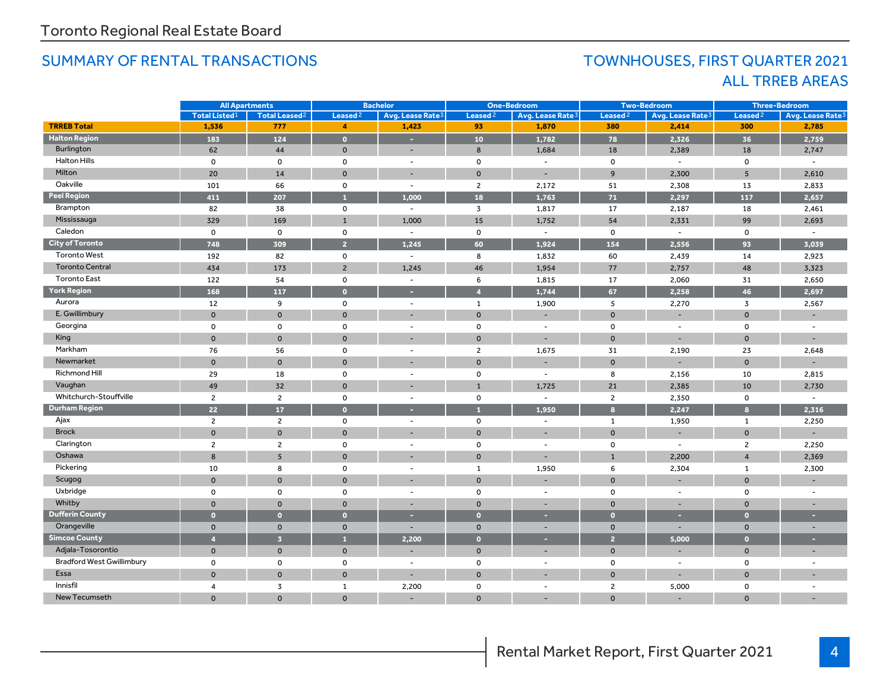Toronto Regional Real Estate Board

## SUMMARY OF RENTAL TRANSACTIONS

## TOWNHOUSES, FIRST QUARTER 2021
## ALL TRREB AREAS

| | All Apartments | | Bachelor | | One-Bedroom | | Two-Bedroom | | Three-Bedroom | |
|---|---|---|---|---|---|---|---|---|---|---|
| | Total Listed[1] | Total Leased[2] | Leased[2] | Avg. Lease Rate[3] | Leased[2] | Avg. Lease Rate[3] | Leased[2] | Avg. Lease Rate[3] | Leased[2] | Avg. Lease Rate[3] |
| **TRREB Total** | **1,536** | **777** | **4** | **1,423** | **93** | **1,870** | **380** | **2,414** | **300** | **2,785** |
| **Halton Region** | **183** | **124** | **0** | **-** | **10** | **1,782** | **78** | **2,326** | **36** | **2,759** |
| Burlington | 62 | 44 | 0 | - | 8 | 1,684 | 18 | 2,389 | 18 | 2,747 |
| Halton Hills | 0 | 0 | 0 | - | 0 | - | 0 | - | 0 | - |
| Milton | 20 | 14 | 0 | - | 0 | - | 9 | 2,300 | 5 | 2,610 |
| Oakville | 101 | 66 | 0 | - | 2 | 2,172 | 51 | 2,308 | 13 | 2,833 |
| **Peel Region** | **411** | **207** | **1** | **1,000** | **18** | **1,763** | **71** | **2,297** | **117** | **2,657** |
| Brampton | 82 | 38 | 0 | - | 3 | 1,817 | 17 | 2,187 | 18 | 2,461 |
| Mississauga | 329 | 169 | 1 | 1,000 | 15 | 1,752 | 54 | 2,331 | 99 | 2,693 |
| Caledon | 0 | 0 | 0 | - | 0 | - | 0 | - | 0 | - |
| **City of Toronto** | **748** | **309** | **2** | **1,245** | **60** | **1,924** | **154** | **2,556** | **93** | **3,039** |
| Toronto West | 192 | 82 | 0 | - | 8 | 1,832 | 60 | 2,439 | 14 | 2,923 |
| Toronto Central | 434 | 173 | 2 | 1,245 | 46 | 1,954 | 77 | 2,757 | 48 | 3,323 |
| Toronto East | 122 | 54 | 0 | - | 6 | 1,815 | 17 | 2,060 | 31 | 2,650 |
| **York Region** | **168** | **117** | **0** | **-** | **4** | **1,744** | **67** | **2,258** | **46** | **2,697** |
| Aurora | 12 | 9 | 0 | - | 1 | 1,900 | 5 | 2,270 | 3 | 2,567 |
| E. Gwillimbury | 0 | 0 | 0 | - | 0 | - | 0 | - | 0 | - |
| Georgina | 0 | 0 | 0 | - | 0 | - | 0 | - | 0 | - |
| King | 0 | 0 | 0 | - | 0 | - | 0 | - | 0 | - |
| Markham | 76 | 56 | 0 | - | 2 | 1,675 | 31 | 2,190 | 23 | 2,648 |
| Newmarket | 0 | 0 | 0 | - | 0 | - | 0 | - | 0 | - |
| Richmond Hill | 29 | 18 | 0 | - | 0 | - | 8 | 2,156 | 10 | 2,815 |
| Vaughan | 49 | 32 | 0 | - | 1 | 1,725 | 21 | 2,385 | 10 | 2,730 |
| Whitchurch-Stouffville | 2 | 2 | 0 | - | 0 | - | 2 | 2,350 | 0 | - |
| **Durham Region** | **22** | **17** | **0** | **-** | **1** | **1,950** | **8** | **2,247** | **8** | **2,316** |
| Ajax | 2 | 2 | 0 | - | 0 | - | 1 | 1,950 | 1 | 2,250 |
| Brock | 0 | 0 | 0 | - | 0 | - | 0 | - | 0 | - |
| Clarington | 2 | 2 | 0 | - | 0 | - | 0 | - | 2 | 2,250 |
| Oshawa | 8 | 5 | 0 | - | 0 | - | 1 | 2,200 | 4 | 2,369 |
| Pickering | 10 | 8 | 0 | - | 1 | 1,950 | 6 | 2,304 | 1 | 2,300 |
| Scugog | 0 | 0 | 0 | - | 0 | - | 0 | - | 0 | - |
| Uxbridge | 0 | 0 | 0 | - | 0 | - | 0 | - | 0 | - |
| Whitby | 0 | 0 | 0 | - | 0 | - | 0 | - | 0 | - |
| **Dufferin County** | **0** | **0** | **0** | **-** | **0** | **-** | **0** | **-** | **0** | **-** |
| Orangeville | 0 | 0 | 0 | - | 0 | - | 0 | - | 0 | - |
| **Simcoe County** | **4** | **3** | **1** | **2,200** | **0** | **-** | **2** | **5,000** | **0** | **-** |
| Adjala-Tosorontio | 0 | 0 | 0 | - | 0 | - | 0 | - | 0 | - |
| Bradford West Gwillimbury | 0 | 0 | 0 | - | 0 | - | 0 | - | 0 | - |
| Essa | 0 | 0 | 0 | - | 0 | - | 0 | - | 0 | - |
| Innisfil | 4 | 3 | 1 | 2,200 | 0 | - | 2 | 5,000 | 0 | - |
| New Tecumseth | 0 | 0 | 0 | - | 0 | - | 0 | - | 0 | - |

Rental Market Report, First Quarter 2021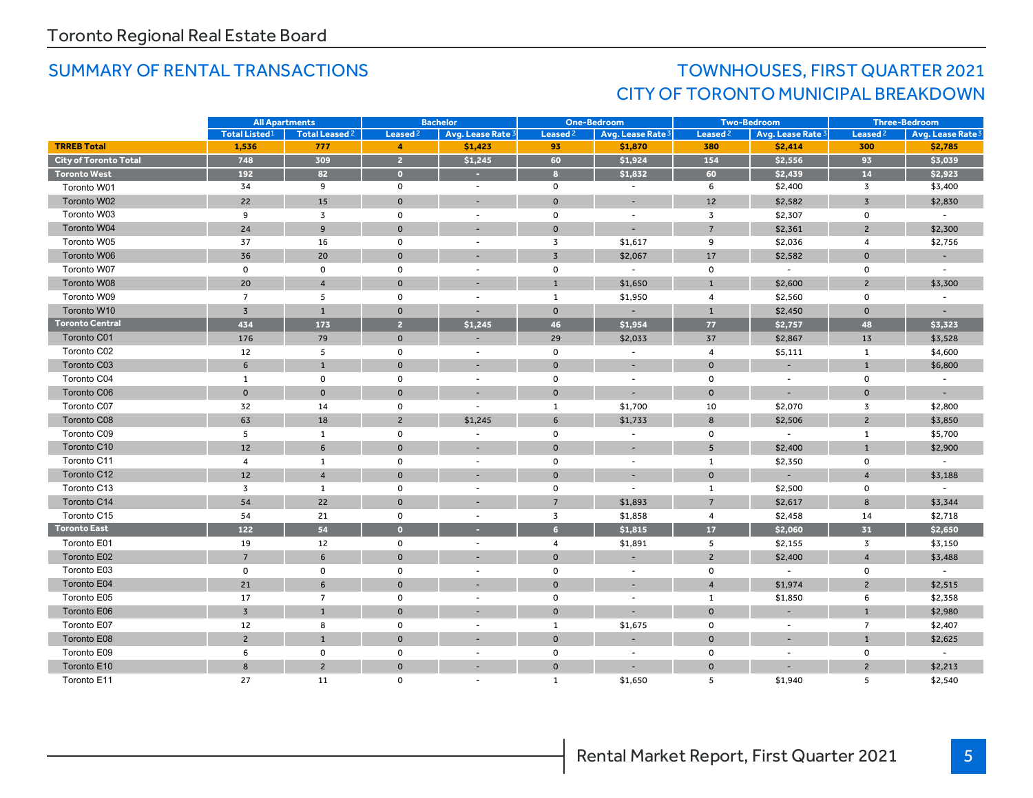Toronto Regional Real Estate Board

## SUMMARY OF RENTAL TRANSACTIONS

## TOWNHOUSES, FIRST QUARTER 2021
## CITY OF TORONTO MUNICIPAL BREAKDOWN

| | All Apartments | | Bachelor | | One-Bedroom | | Two-Bedroom | | Three-Bedroom | |
|---|---|---|---|---|---|---|---|---|---|---|
| | Total Listed[1] | Total Leased[2] | Leased[2] | Avg. Lease Rate[3] | Leased[2] | Avg. Lease Rate[3] | Leased[2] | Avg. Lease Rate[3] | Leased[2] | Avg. Lease Rate[3] |
| **TRREB Total** | **1,536** | **777** | **4** | **$1,423** | **93** | **$1,870** | **380** | **$2,414** | **300** | **$2,785** |
| **City of Toronto Total** | **748** | **309** | **2** | **$1,245** | **60** | **$1,924** | **154** | **$2,556** | **93** | **$3,039** |
| **Toronto West** | **192** | **82** | **0** | **-** | **8** | **$1,832** | **60** | **$2,439** | **14** | **$2,923** |
| Toronto W01 | 34 | 9 | 0 | - | 0 | - | 6 | $2,400 | 3 | $3,400 |
| Toronto W02 | 22 | 15 | 0 | - | 0 | - | 12 | $2,582 | 3 | $2,830 |
| Toronto W03 | 9 | 3 | 0 | - | 0 | - | 3 | $2,307 | 0 | - |
| Toronto W04 | 24 | 9 | 0 | - | 0 | - | 7 | $2,361 | 2 | $2,300 |
| Toronto W05 | 37 | 16 | 0 | - | 3 | $1,617 | 9 | $2,036 | 4 | $2,756 |
| Toronto W06 | 36 | 20 | 0 | - | 3 | $2,067 | 17 | $2,582 | 0 | - |
| Toronto W07 | 0 | 0 | 0 | - | 0 | - | 0 | - | 0 | - |
| Toronto W08 | 20 | 4 | 0 | - | 1 | $1,650 | 1 | $2,600 | 2 | $3,300 |
| Toronto W09 | 7 | 5 | 0 | - | 1 | $1,950 | 4 | $2,560 | 0 | - |
| Toronto W10 | 3 | 1 | 0 | - | 0 | - | 1 | $2,450 | 0 | - |
| **Toronto Central** | **434** | **173** | **2** | **$1,245** | **46** | **$1,954** | **77** | **$2,757** | **48** | **$3,323** |
| Toronto C01 | 176 | 79 | 0 | - | 29 | $2,033 | 37 | $2,867 | 13 | $3,528 |
| Toronto C02 | 12 | 5 | 0 | - | 0 | - | 4 | $5,111 | 1 | $4,600 |
| Toronto C03 | 6 | 1 | 0 | - | 0 | - | 0 | - | 1 | $6,800 |
| Toronto C04 | 1 | 0 | 0 | - | 0 | - | 0 | - | 0 | - |
| Toronto C06 | 0 | 0 | 0 | - | 0 | - | 0 | - | 0 | - |
| Toronto C07 | 32 | 14 | 0 | - | 1 | $1,700 | 10 | $2,070 | 3 | $2,800 |
| Toronto C08 | 63 | 18 | 2 | $1,245 | 6 | $1,733 | 8 | $2,506 | 2 | $3,850 |
| Toronto C09 | 5 | 1 | 0 | - | 0 | - | 0 | - | 1 | $5,700 |
| Toronto C10 | 12 | 6 | 0 | - | 0 | - | 5 | $2,400 | 1 | $2,900 |
| Toronto C11 | 4 | 1 | 0 | - | 0 | - | 1 | $2,350 | 0 | - |
| Toronto C12 | 12 | 4 | 0 | - | 0 | - | 0 | - | 4 | $3,188 |
| Toronto C13 | 3 | 1 | 0 | - | 0 | - | 1 | $2,500 | 0 | - |
| Toronto C14 | 54 | 22 | 0 | - | 7 | $1,893 | 7 | $2,617 | 8 | $3,344 |
| Toronto C15 | 54 | 21 | 0 | - | 3 | $1,858 | 4 | $2,458 | 14 | $2,718 |
| **Toronto East** | **122** | **54** | **0** | **-** | **6** | **$1,815** | **17** | **$2,060** | **31** | **$2,650** |
| Toronto E01 | 19 | 12 | 0 | - | 4 | $1,891 | 5 | $2,155 | 3 | $3,150 |
| Toronto E02 | 7 | 6 | 0 | - | 0 | - | 2 | $2,400 | 4 | $3,488 |
| Toronto E03 | 0 | 0 | 0 | - | 0 | - | 0 | - | 0 | - |
| Toronto E04 | 21 | 6 | 0 | - | 0 | - | 4 | $1,974 | 2 | $2,515 |
| Toronto E05 | 17 | 7 | 0 | - | 0 | - | 1 | $1,850 | 6 | $2,358 |
| Toronto E06 | 3 | 1 | 0 | - | 0 | - | 0 | - | 1 | $2,980 |
| Toronto E07 | 12 | 8 | 0 | - | 1 | $1,675 | 0 | - | 7 | $2,407 |
| Toronto E08 | 2 | 1 | 0 | - | 0 | - | 0 | - | 1 | $2,625 |
| Toronto E09 | 6 | 0 | 0 | - | 0 | - | 0 | - | 0 | - |
| Toronto E10 | 8 | 2 | 0 | - | 0 | - | 0 | - | 2 | $2,213 |
| Toronto E11 | 27 | 11 | 0 | - | 1 | $1,650 | 5 | $1,940 | 5 | $2,540 |

Rental Market Report, First Quarter 2021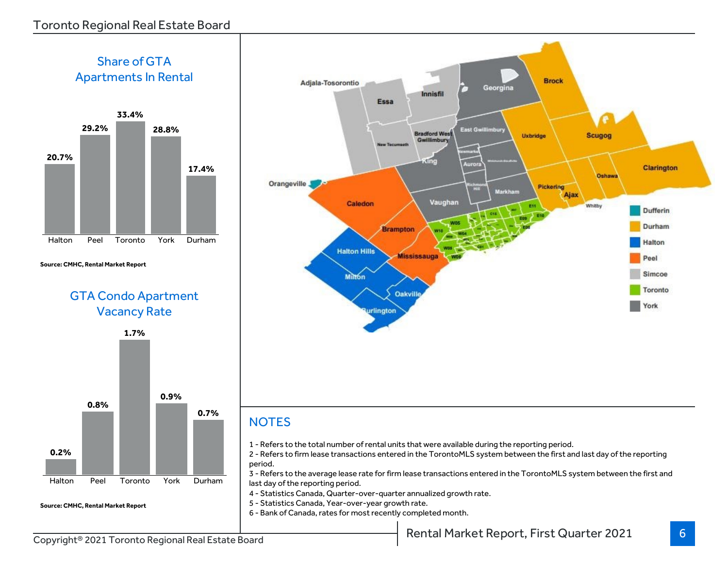## Share of GTA Apartments In Rental

20.7%
29.2%
33.4%
28.8%
17.4%

Halton
Peel
Toronto
York
Durham

**Source: CMHC, Rental Market Report**

## GTA Condo Apartment Vacancy Rate

0.2%
0.8%
1.7%
0.9%
0.7%

Halton
Peel
Toronto
York
Durham

**Source: CMHC, Rental Market Report**

Adjala-Tosorontio
Essa
Innisfil
Georgina
Brock
Bradford West Gwillimbury
New Tecumseth
East Gwillimbury
Uxbridge
Scugog
King
Newmarket
Aurora
Whitchurch-Stouffville
Oshawa
Clarington
Orangeville
Richmond Hill
Markham
Pickering
Ajax
Caledon
Vaughan
Whitby
Brampton
Halton Hills
Mississauga
Milton
Oakville
Burlington

Dufferin
Durham
Halton
Peel
Simcoe
Toronto
York

## NOTES

1 - Refers to the total number of rental units that were available during the reporting period.
2 - Refers to firm lease transactions entered in the TorontoMLS system between the first and last day of the reporting period.
3 - Refers to the average lease rate for firm lease transactions entered in the TorontoMLS system between the first and last day of the reporting period.
4 - Statistics Canada, Quarter-over-quarter annualized growth rate.
5 - Statistics Canada, Year-over-year growth rate.
6 - Bank of Canada, rates for most recently completed month.